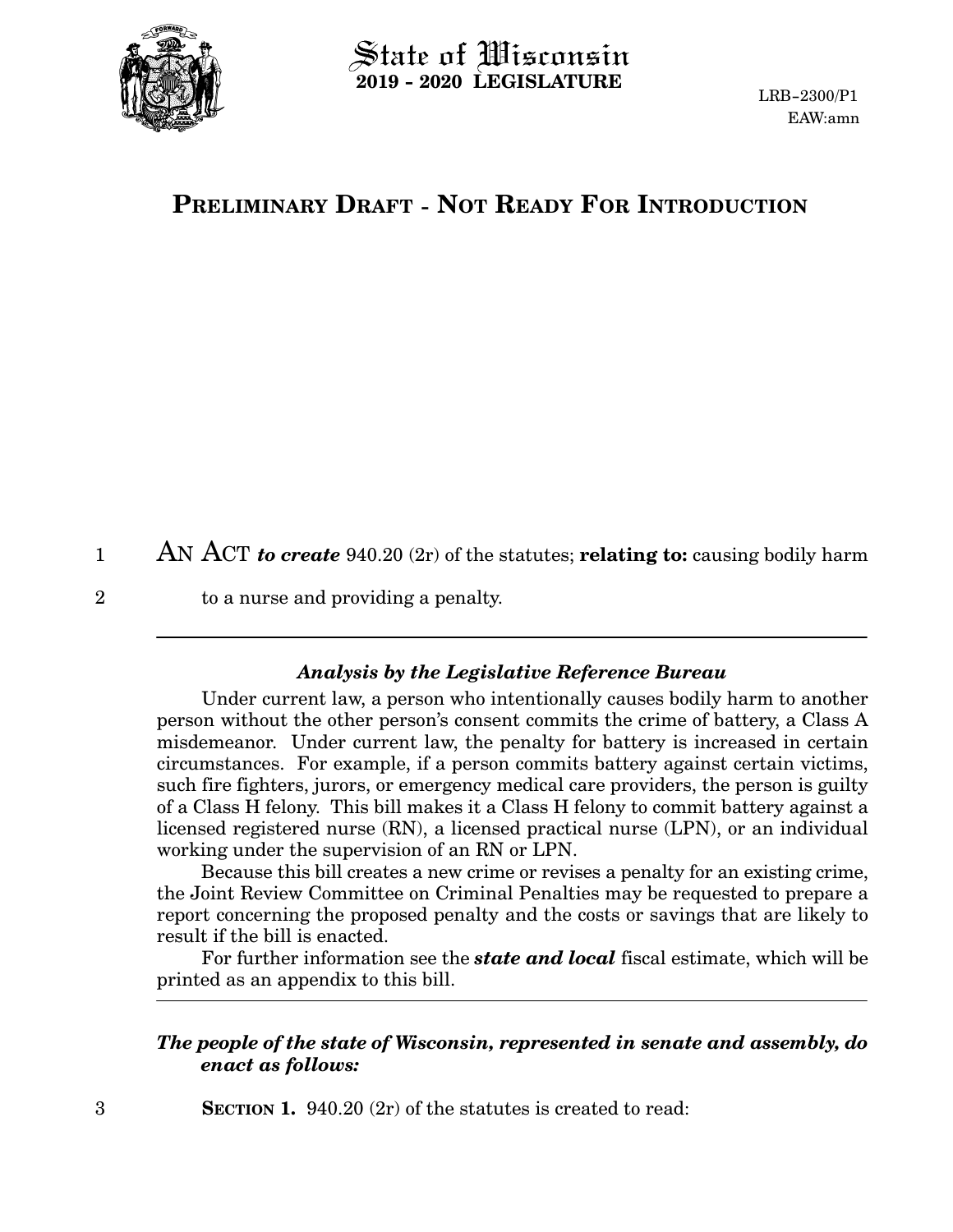# State of Wisconsin
## 2019 - 2020 LEGISLATURE

LRB-2300/P1
EAW:amn

## PRELIMINARY DRAFT - NOT READY FOR INTRODUCTION

AN ACT ***to create*** 940.20 (2r) of the statutes; **relating to:** causing bodily harm to a nurse and providing a penalty.

---

### *Analysis by the Legislative Reference Bureau*

Under current law, a person who intentionally causes bodily harm to another person without the other person's consent commits the crime of battery, a Class A misdemeanor. Under current law, the penalty for battery is increased in certain circumstances. For example, if a person commits battery against certain victims, such fire fighters, jurors, or emergency medical care providers, the person is guilty of a Class H felony. This bill makes it a Class H felony to commit battery against a licensed registered nurse (RN), a licensed practical nurse (LPN), or an individual working under the supervision of an RN or LPN.

Because this bill creates a new crime or revises a penalty for an existing crime, the Joint Review Committee on Criminal Penalties may be requested to prepare a report concerning the proposed penalty and the costs or savings that are likely to result if the bill is enacted.

For further information see the ***state and local*** fiscal estimate, which will be printed as an appendix to this bill.

---

***The people of the state of Wisconsin, represented in senate and assembly, do enact as follows:***

**SECTION 1.** 940.20 (2r) of the statutes is created to read: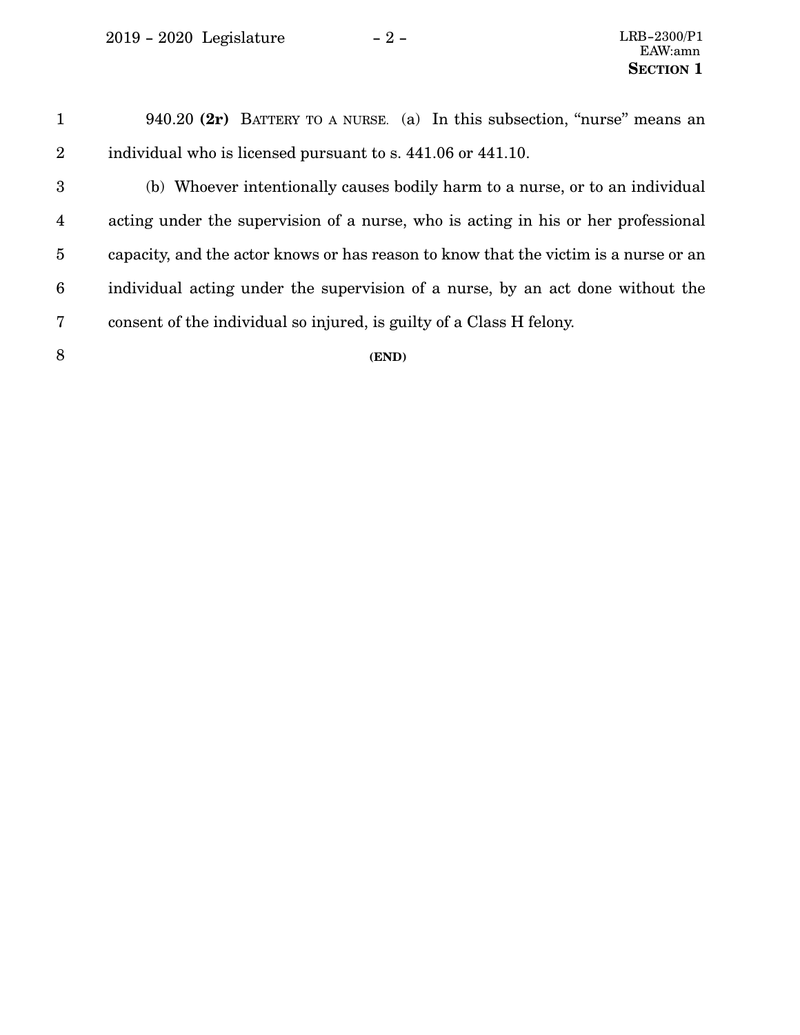940.20 **(2r)** BATTERY TO A NURSE. (a) In this subsection, "nurse" means an individual who is licensed pursuant to s. 441.06 or 441.10.

(b) Whoever intentionally causes bodily harm to a nurse, or to an individual acting under the supervision of a nurse, who is acting in his or her professional capacity, and the actor knows or has reason to know that the victim is a nurse or an individual acting under the supervision of a nurse, by an act done without the consent of the individual so injured, is guilty of a Class H felony.

**(END)**